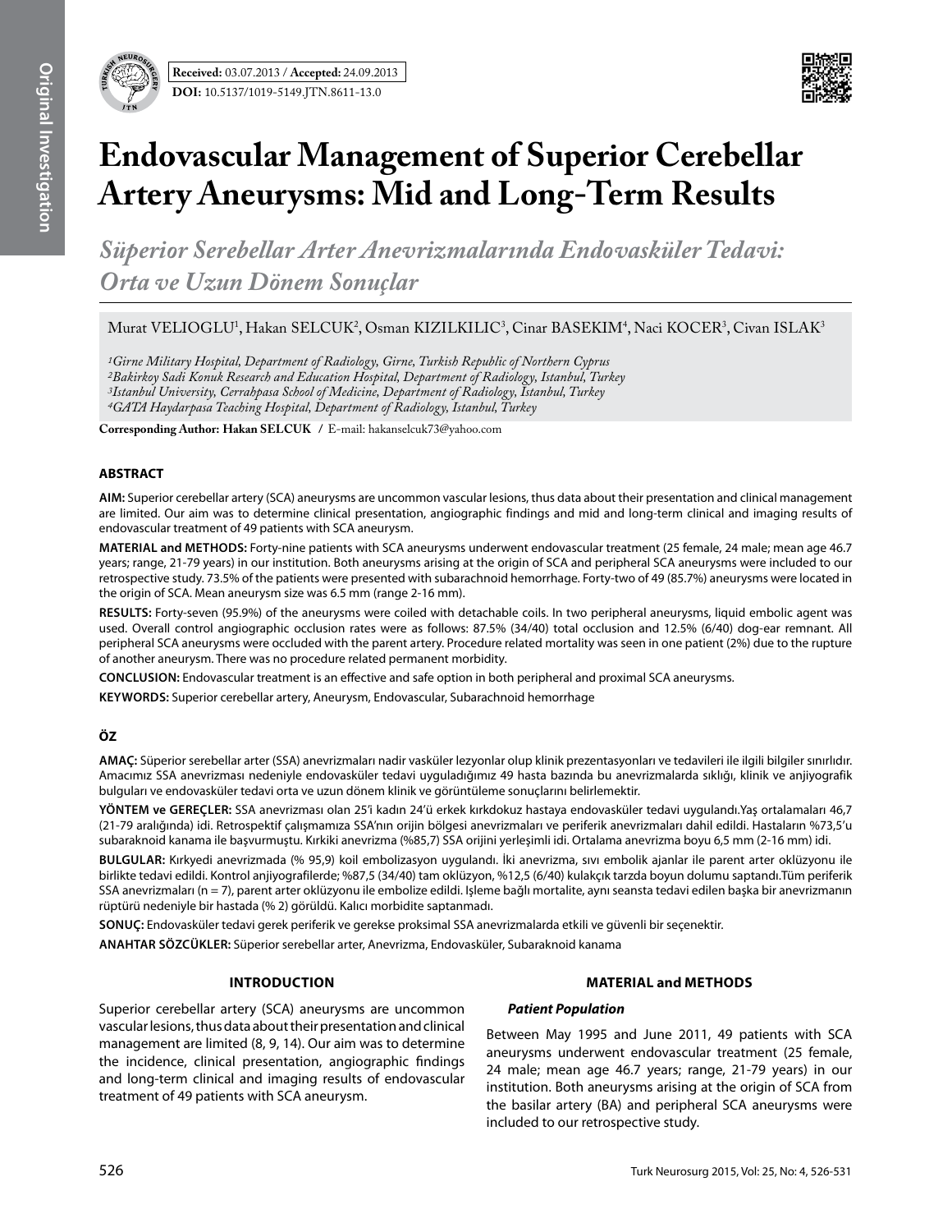**Received:** 03.07.2013 / **Accepted:** 24.09.2013

**DOI:** 10.5137/1019-5149.JTN.8611-13.0

# Endovascular Management of Superior Cerebellar Artery Aneurysms: Mid and Long-Term Results

## *Süperior Serebellar Arter Anevrizmalarında Endovasküler Tedavi: Orta ve Uzun Dönem Sonuçlar*

Murat VELIOGLU[1], Hakan SELCUK[2], Osman KIZILKILIC[3], Cinar BASEKIM[4], Naci KOCER[3], Civan ISLAK[3]

*[1]Girne Military Hospital, Department of Radiology, Girne, Turkish Republic of Northern Cyprus*
*[2]Bakirkoy Sadi Konuk Research and Education Hospital, Department of Radiology, Istanbul, Turkey*
*[3]Istanbul University, Cerrahpasa School of Medicine, Department of Radiology, Istanbul, Turkey*
*[4]GATA Haydarpasa Teaching Hospital, Department of Radiology, Istanbul, Turkey*

**Corresponding Author: Hakan SELCUK /** E-mail: hakanselcuk73@yahoo.com

### ABSTRACT

**AIM:** Superior cerebellar artery (SCA) aneurysms are uncommon vascular lesions, thus data about their presentation and clinical management are limited. Our aim was to determine clinical presentation, angiographic findings and mid and long-term clinical and imaging results of endovascular treatment of 49 patients with SCA aneurysm.

**MATERIAL and METHODS:** Forty-nine patients with SCA aneurysms underwent endovascular treatment (25 female, 24 male; mean age 46.7 years; range, 21-79 years) in our institution. Both aneurysms arising at the origin of SCA and peripheral SCA aneurysms were included to our retrospective study. 73.5% of the patients were presented with subarachnoid hemorrhage. Forty-two of 49 (85.7%) aneurysms were located in the origin of SCA. Mean aneurysm size was 6.5 mm (range 2-16 mm).

**RESULTS:** Forty-seven (95.9%) of the aneurysms were coiled with detachable coils. In two peripheral aneurysms, liquid embolic agent was used. Overall control angiographic occlusion rates were as follows: 87.5% (34/40) total occlusion and 12.5% (6/40) dog-ear remnant. All peripheral SCA aneurysms were occluded with the parent artery. Procedure related mortality was seen in one patient (2%) due to the rupture of another aneurysm. There was no procedure related permanent morbidity.

**CONCLUSION:** Endovascular treatment is an effective and safe option in both peripheral and proximal SCA aneurysms.

**KEYWORDS:** Superior cerebellar artery, Aneurysm, Endovascular, Subarachnoid hemorrhage

### ÖZ

**AMAÇ:** Süperior serebellar arter (SSA) anevrizmaları nadir vasküler lezyonlar olup klinik prezentasyonları ve tedavileri ile ilgili bilgiler sınırlıdır. Amacımız SSA anevrizması nedeniyle endovasküler tedavi uyguladığımız 49 hasta bazında bu anevrizmalarda sıklığı, klinik ve anjiyografik bulguları ve endovasküler tedavi orta ve uzun dönem klinik ve görüntüleme sonuçlarını belirlemektir.

**YÖNTEM ve GEREÇLER:** SSA anevrizması olan 25'i kadın 24'ü erkek kırkdokuz hastaya endovasküler tedavi uygulandı.Yaş ortalamaları 46,7 (21-79 aralığında) idi. Retrospektif çalışmamıza SSA'nın orijin bölgesi anevrizmaları ve periferik anevrizmaları dahil edildi. Hastaların %73,5'u subaraknoid kanama ile başvurmuştu. Kırkiki anevrizma (%85,7) SSA orijini yerleşimli idi. Ortalama anevrizma boyu 6,5 mm (2-16 mm) idi.

**BULGULAR:** Kırkyedi anevrizmada (% 95,9) koil embolizasyon uygulandı. İki anevrizma, sıvı embolik ajanlar ile parent arter oklüzyonu ile birlikte tedavi edildi. Kontrol anjiyografilerde; %87,5 (34/40) tam oklüzyon, %12,5 (6/40) kulakçık tarzda boyun dolumu saptandı.Tüm periferik SSA anevrizmaları (n = 7), parent arter oklüzyonu ile embolize edildi. Işleme bağlı mortalite, aynı seansta tedavi edilen başka bir anevrizmanın rüptürü nedeniyle bir hastada (% 2) görüldü. Kalıcı morbidite saptanmadı.

**SONUÇ:** Endovasküler tedavi gerek periferik ve gerekse proksimal SSA anevrizmalarda etkili ve güvenli bir seçenektir.

**ANAHTAR SÖZCÜKLER:** Süperior serebellar arter, Anevrizma, Endovasküler, Subaraknoid kanama

## INTRODUCTION

Superior cerebellar artery (SCA) aneurysms are uncommon vascular lesions, thus data about their presentation and clinical management are limited (8, 9, 14). Our aim was to determine the incidence, clinical presentation, angiographic findings and long-term clinical and imaging results of endovascular treatment of 49 patients with SCA aneurysm.

## MATERIAL and METHODS

### *Patient Population*

Between May 1995 and June 2011, 49 patients with SCA aneurysms underwent endovascular treatment (25 female, 24 male; mean age 46.7 years; range, 21-79 years) in our institution. Both aneurysms arising at the origin of SCA from the basilar artery (BA) and peripheral SCA aneurysms were included to our retrospective study.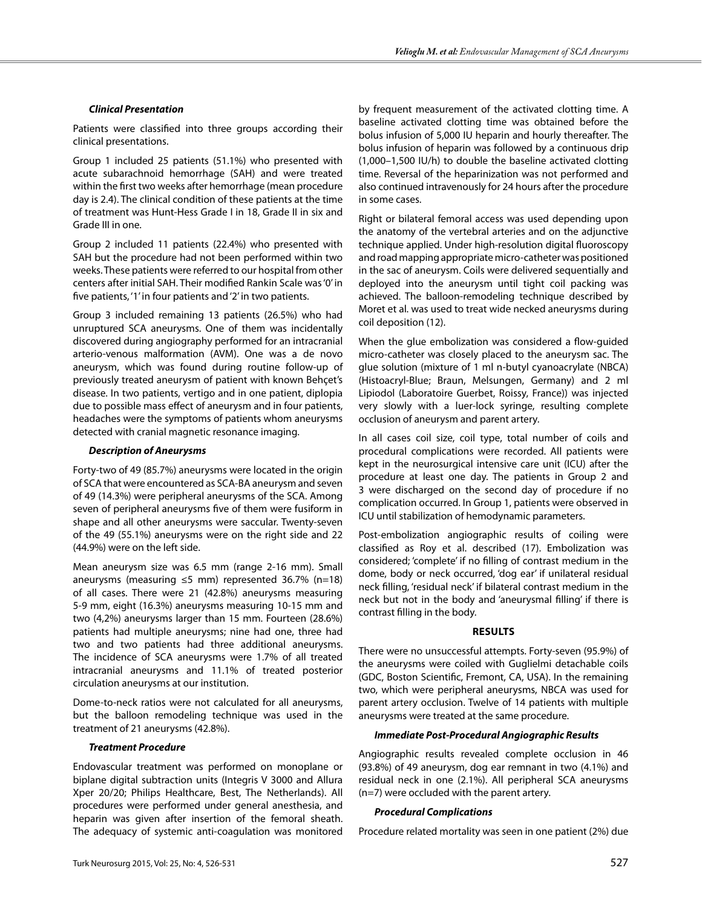### *Clinical Presentation*

Patients were classified into three groups according their clinical presentations.

Group 1 included 25 patients (51.1%) who presented with acute subarachnoid hemorrhage (SAH) and were treated within the first two weeks after hemorrhage (mean procedure day is 2.4). The clinical condition of these patients at the time of treatment was Hunt-Hess Grade I in 18, Grade II in six and Grade III in one.

Group 2 included 11 patients (22.4%) who presented with SAH but the procedure had not been performed within two weeks. These patients were referred to our hospital from other centers after initial SAH. Their modified Rankin Scale was '0' in five patients, '1' in four patients and '2' in two patients.

Group 3 included remaining 13 patients (26.5%) who had unruptured SCA aneurysms. One of them was incidentally discovered during angiography performed for an intracranial arterio-venous malformation (AVM). One was a de novo aneurysm, which was found during routine follow-up of previously treated aneurysm of patient with known Behçet's disease. In two patients, vertigo and in one patient, diplopia due to possible mass effect of aneurysm and in four patients, headaches were the symptoms of patients whom aneurysms detected with cranial magnetic resonance imaging.

### *Description of Aneurysms*

Forty-two of 49 (85.7%) aneurysms were located in the origin of SCA that were encountered as SCA-BA aneurysm and seven of 49 (14.3%) were peripheral aneurysms of the SCA. Among seven of peripheral aneurysms five of them were fusiform in shape and all other aneurysms were saccular. Twenty-seven of the 49 (55.1%) aneurysms were on the right side and 22 (44.9%) were on the left side.

Mean aneurysm size was 6.5 mm (range 2-16 mm). Small aneurysms (measuring ≤5 mm) represented 36.7% (n=18) of all cases. There were 21 (42.8%) aneurysms measuring 5-9 mm, eight (16.3%) aneurysms measuring 10-15 mm and two (4,2%) aneurysms larger than 15 mm. Fourteen (28.6%) patients had multiple aneurysms; nine had one, three had two and two patients had three additional aneurysms. The incidence of SCA aneurysms were 1.7% of all treated intracranial aneurysms and 11.1% of treated posterior circulation aneurysms at our institution.

Dome-to-neck ratios were not calculated for all aneurysms, but the balloon remodeling technique was used in the treatment of 21 aneurysms (42.8%).

### *Treatment Procedure*

Endovascular treatment was performed on monoplane or biplane digital subtraction units (Integris V 3000 and Allura Xper 20/20; Philips Healthcare, Best, The Netherlands). All procedures were performed under general anesthesia, and heparin was given after insertion of the femoral sheath. The adequacy of systemic anti-coagulation was monitored by frequent measurement of the activated clotting time. A baseline activated clotting time was obtained before the bolus infusion of 5,000 IU heparin and hourly thereafter. The bolus infusion of heparin was followed by a continuous drip (1,000–1,500 IU/h) to double the baseline activated clotting time. Reversal of the heparinization was not performed and also continued intravenously for 24 hours after the procedure in some cases.

Right or bilateral femoral access was used depending upon the anatomy of the vertebral arteries and on the adjunctive technique applied. Under high-resolution digital fluoroscopy and road mapping appropriate micro-catheter was positioned in the sac of aneurysm. Coils were delivered sequentially and deployed into the aneurysm until tight coil packing was achieved. The balloon-remodeling technique described by Moret et al. was used to treat wide necked aneurysms during coil deposition (12).

When the glue embolization was considered a flow-guided micro-catheter was closely placed to the aneurysm sac. The glue solution (mixture of 1 ml n-butyl cyanoacrylate (NBCA) (Histoacryl-Blue; Braun, Melsungen, Germany) and 2 ml Lipiodol (Laboratoire Guerbet, Roissy, France)) was injected very slowly with a luer-lock syringe, resulting complete occlusion of aneurysm and parent artery.

In all cases coil size, coil type, total number of coils and procedural complications were recorded. All patients were kept in the neurosurgical intensive care unit (ICU) after the procedure at least one day. The patients in Group 2 and 3 were discharged on the second day of procedure if no complication occurred. In Group 1, patients were observed in ICU until stabilization of hemodynamic parameters.

Post-embolization angiographic results of coiling were classified as Roy et al. described (17). Embolization was considered; 'complete' if no filling of contrast medium in the dome, body or neck occurred, 'dog ear' if unilateral residual neck filling, 'residual neck' if bilateral contrast medium in the neck but not in the body and 'aneurysmal filling' if there is contrast filling in the body.

## RESULTS

There were no unsuccessful attempts. Forty-seven (95.9%) of the aneurysms were coiled with Guglielmi detachable coils (GDC, Boston Scientific, Fremont, CA, USA). In the remaining two, which were peripheral aneurysms, NBCA was used for parent artery occlusion. Twelve of 14 patients with multiple aneurysms were treated at the same procedure.

### *Immediate Post-Procedural Angiographic Results*

Angiographic results revealed complete occlusion in 46 (93.8%) of 49 aneurysm, dog ear remnant in two (4.1%) and residual neck in one (2.1%). All peripheral SCA aneurysms (n=7) were occluded with the parent artery.

### *Procedural Complications*

Procedure related mortality was seen in one patient (2%) due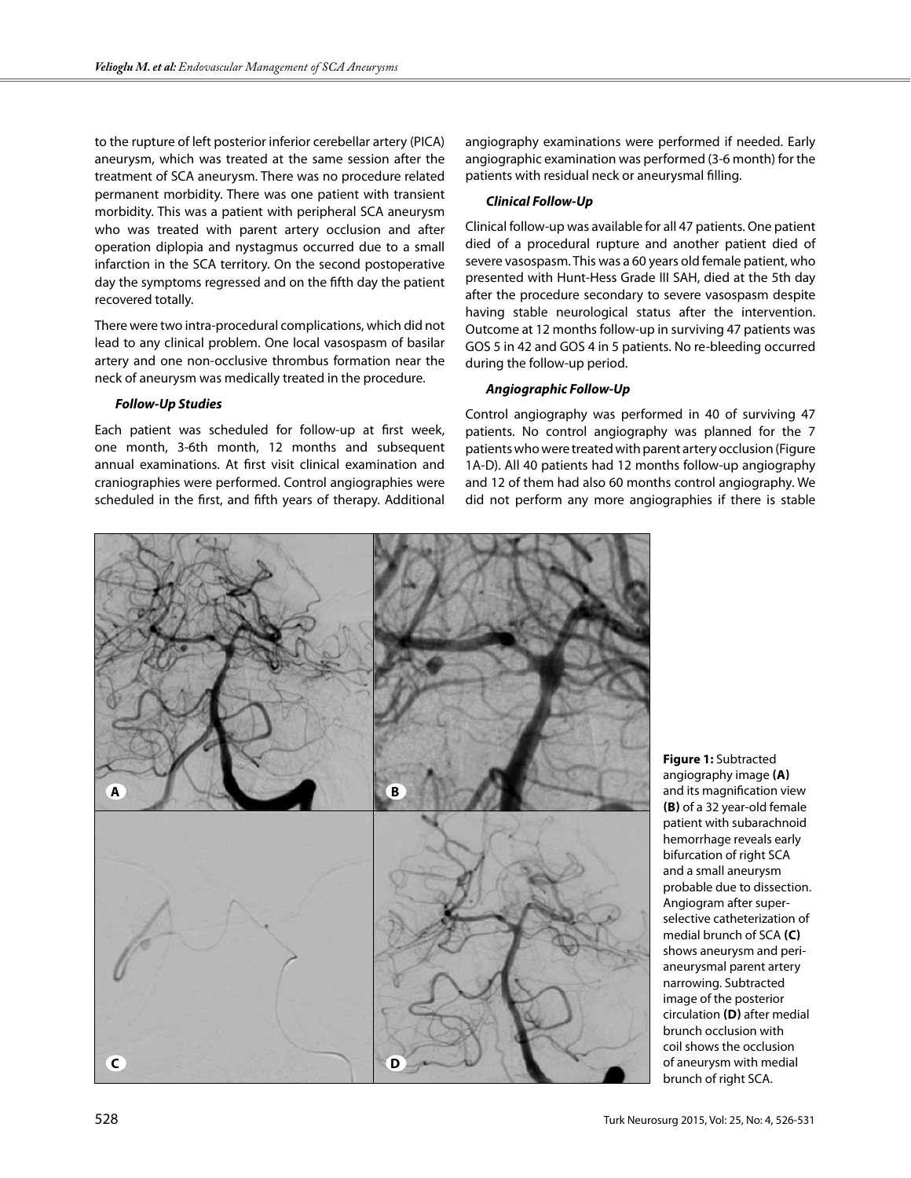to the rupture of left posterior inferior cerebellar artery (PICA) aneurysm, which was treated at the same session after the treatment of SCA aneurysm. There was no procedure related permanent morbidity. There was one patient with transient morbidity. This was a patient with peripheral SCA aneurysm who was treated with parent artery occlusion and after operation diplopia and nystagmus occurred due to a small infarction in the SCA territory. On the second postoperative day the symptoms regressed and on the fifth day the patient recovered totally.

There were two intra-procedural complications, which did not lead to any clinical problem. One local vasospasm of basilar artery and one non-occlusive thrombus formation near the neck of aneurysm was medically treated in the procedure.

#### *Follow-Up Studies*

Each patient was scheduled for follow-up at first week, one month, 3-6th month, 12 months and subsequent annual examinations. At first visit clinical examination and craniographies were performed. Control angiographies were scheduled in the first, and fifth years of therapy. Additional angiography examinations were performed if needed. Early angiographic examination was performed (3-6 month) for the patients with residual neck or aneurysmal filling.

#### *Clinical Follow-Up*

Clinical follow-up was available for all 47 patients. One patient died of a procedural rupture and another patient died of severe vasospasm. This was a 60 years old female patient, who presented with Hunt-Hess Grade III SAH, died at the 5th day after the procedure secondary to severe vasospasm despite having stable neurological status after the intervention. Outcome at 12 months follow-up in surviving 47 patients was GOS 5 in 42 and GOS 4 in 5 patients. No re-bleeding occurred during the follow-up period.

#### *Angiographic Follow-Up*

Control angiography was performed in 40 of surviving 47 patients. No control angiography was planned for the 7 patients who were treated with parent artery occlusion (Figure 1A-D). All 40 patients had 12 months follow-up angiography and 12 of them had also 60 months control angiography. We did not perform any more angiographies if there is stable

**Figure 1:** Subtracted angiography image **(A)** and its magnification view **(B)** of a 32 year-old female patient with subarachnoid hemorrhage reveals early bifurcation of right SCA and a small aneurysm probable due to dissection. Angiogram after super-selective catheterization of medial brunch of SCA **(C)** shows aneurysm and peri-aneurysmal parent artery narrowing. Subtracted image of the posterior circulation **(D)** after medial brunch occlusion with coil shows the occlusion of aneurysm with medial brunch of right SCA.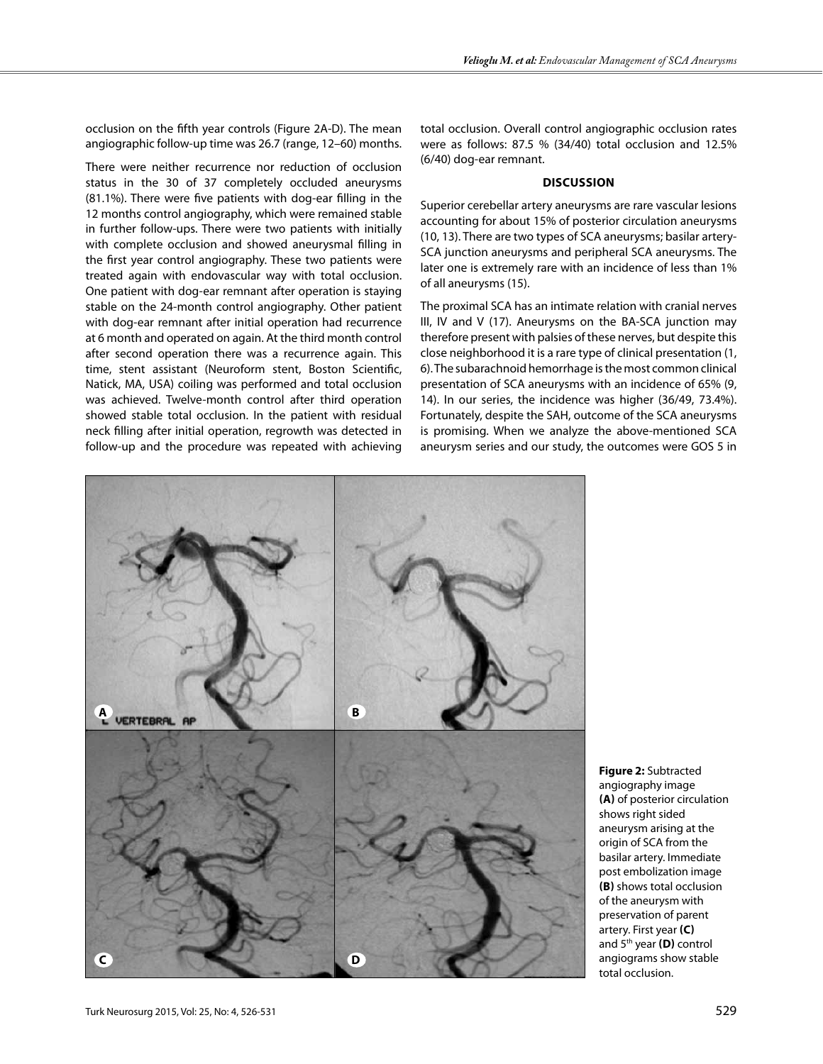occlusion on the fifth year controls (Figure 2A-D). The mean angiographic follow-up time was 26.7 (range, 12–60) months.

There were neither recurrence nor reduction of occlusion status in the 30 of 37 completely occluded aneurysms (81.1%). There were five patients with dog-ear filling in the 12 months control angiography, which were remained stable in further follow-ups. There were two patients with initially with complete occlusion and showed aneurysmal filling in the first year control angiography. These two patients were treated again with endovascular way with total occlusion. One patient with dog-ear remnant after operation is staying stable on the 24-month control angiography. Other patient with dog-ear remnant after initial operation had recurrence at 6 month and operated on again. At the third month control after second operation there was a recurrence again. This time, stent assistant (Neuroform stent, Boston Scientific, Natick, MA, USA) coiling was performed and total occlusion was achieved. Twelve-month control after third operation showed stable total occlusion. In the patient with residual neck filling after initial operation, regrowth was detected in follow-up and the procedure was repeated with achieving total occlusion. Overall control angiographic occlusion rates were as follows: 87.5 % (34/40) total occlusion and 12.5% (6/40) dog-ear remnant.

## DISCUSSION

Superior cerebellar artery aneurysms are rare vascular lesions accounting for about 15% of posterior circulation aneurysms (10, 13). There are two types of SCA aneurysms; basilar artery-SCA junction aneurysms and peripheral SCA aneurysms. The later one is extremely rare with an incidence of less than 1% of all aneurysms (15).

The proximal SCA has an intimate relation with cranial nerves III, IV and V (17). Aneurysms on the BA-SCA junction may therefore present with palsies of these nerves, but despite this close neighborhood it is a rare type of clinical presentation (1, 6). The subarachnoid hemorrhage is the most common clinical presentation of SCA aneurysms with an incidence of 65% (9, 14). In our series, the incidence was higher (36/49, 73.4%). Fortunately, despite the SAH, outcome of the SCA aneurysms is promising. When we analyze the above-mentioned SCA aneurysm series and our study, the outcomes were GOS 5 in

**Figure 2:** Subtracted angiography image **(A)** of posterior circulation shows right sided aneurysm arising at the origin of SCA from the basilar artery. Immediate post embolization image **(B)** shows total occlusion of the aneurysm with preservation of parent artery. First year **(C)** and 5th year **(D)** control angiograms show stable total occlusion.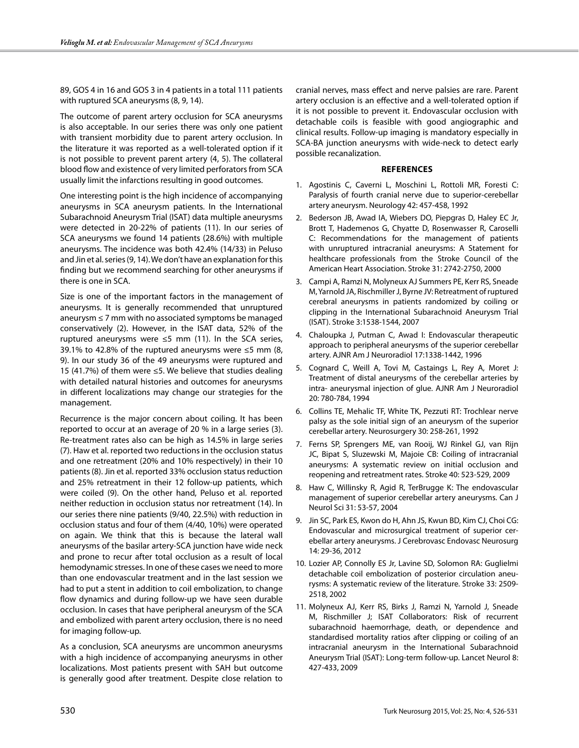89, GOS 4 in 16 and GOS 3 in 4 patients in a total 111 patients with ruptured SCA aneurysms (8, 9, 14).

The outcome of parent artery occlusion for SCA aneurysms is also acceptable. In our series there was only one patient with transient morbidity due to parent artery occlusion. In the literature it was reported as a well-tolerated option if it is not possible to prevent parent artery (4, 5). The collateral blood flow and existence of very limited perforators from SCA usually limit the infarctions resulting in good outcomes.

One interesting point is the high incidence of accompanying aneurysms in SCA aneurysm patients. In the International Subarachnoid Aneurysm Trial (ISAT) data multiple aneurysms were detected in 20-22% of patients (11). In our series of SCA aneurysms we found 14 patients (28.6%) with multiple aneurysms. The incidence was both 42.4% (14/33) in Peluso and Jin et al. series (9, 14). We don't have an explanation for this finding but we recommend searching for other aneurysms if there is one in SCA.

Size is one of the important factors in the management of aneurysms. It is generally recommended that unruptured aneurysm ≤ 7 mm with no associated symptoms be managed conservatively (2). However, in the ISAT data, 52% of the ruptured aneurysms were ≤5 mm (11). In the SCA series, 39.1% to 42.8% of the ruptured aneurysms were ≤5 mm (8, 9). In our study 36 of the 49 aneurysms were ruptured and 15 (41.7%) of them were ≤5. We believe that studies dealing with detailed natural histories and outcomes for aneurysms in different localizations may change our strategies for the management.

Recurrence is the major concern about coiling. It has been reported to occur at an average of 20 % in a large series (3). Re-treatment rates also can be high as 14.5% in large series (7). Haw et al. reported two reductions in the occlusion status and one retreatment (20% and 10% respectively) in their 10 patients (8). Jin et al. reported 33% occlusion status reduction and 25% retreatment in their 12 follow-up patients, which were coiled (9). On the other hand, Peluso et al. reported neither reduction in occlusion status nor retreatment (14). In our series there nine patients (9/40, 22.5%) with reduction in occlusion status and four of them (4/40, 10%) were operated on again. We think that this is because the lateral wall aneurysms of the basilar artery-SCA junction have wide neck and prone to recur after total occlusion as a result of local hemodynamic stresses. In one of these cases we need to more than one endovascular treatment and in the last session we had to put a stent in addition to coil embolization, to change flow dynamics and during follow-up we have seen durable occlusion. In cases that have peripheral aneurysm of the SCA and embolized with parent artery occlusion, there is no need for imaging follow-up.

As a conclusion, SCA aneurysms are uncommon aneurysms with a high incidence of accompanying aneurysms in other localizations. Most patients present with SAH but outcome is generally good after treatment. Despite close relation to cranial nerves, mass effect and nerve palsies are rare. Parent artery occlusion is an effective and a well-tolerated option if it is not possible to prevent it. Endovascular occlusion with detachable coils is feasible with good angiographic and clinical results. Follow-up imaging is mandatory especially in SCA-BA junction aneurysms with wide-neck to detect early possible recanalization.

## REFERENCES

1. Agostinis C, Caverni L, Moschini L, Rottoli MR, Foresti C: Paralysis of fourth cranial nerve due to superior-cerebellar artery aneurysm. Neurology 42: 457-458, 1992
2. Bederson JB, Awad IA, Wiebers DO, Piepgras D, Haley EC Jr, Brott T, Hademenos G, Chyatte D, Rosenwasser R, Caroselli C: Recommendations for the management of patients with unruptured intracranial aneurysms: A Statement for healthcare professionals from the Stroke Council of the American Heart Association. Stroke 31: 2742-2750, 2000
3. Campi A, Ramzi N, Molyneux AJ Summers PE, Kerr RS, Sneade M, Yarnold JA, Rischmiller J, Byrne JV: Retreatment of ruptured cerebral aneurysms in patients randomized by coiling or clipping in the International Subarachnoid Aneurysm Trial (ISAT). Stroke 3:1538-1544, 2007
4. Chaloupka J, Putman C, Awad I: Endovascular therapeutic approach to peripheral aneurysms of the superior cerebellar artery. AJNR Am J Neuroradiol 17:1338-1442, 1996
5. Cognard C, Weill A, Tovi M, Castaings L, Rey A, Moret J: Treatment of distal aneurysms of the cerebellar arteries by intra- aneurysmal injection of glue. AJNR Am J Neuroradiol 20: 780-784, 1994
6. Collins TE, Mehalic TF, White TK, Pezzuti RT: Trochlear nerve palsy as the sole initial sign of an aneurysm of the superior cerebellar artery. Neurosurgery 30: 258-261, 1992
7. Ferns SP, Sprengers ME, van Rooij, WJ Rinkel GJ, van Rijn JC, Bipat S, Sluzewski M, Majoie CB: Coiling of intracranial aneurysms: A systematic review on initial occlusion and reopening and retreatment rates. Stroke 40: 523-529, 2009
8. Haw C, Willinsky R, Agid R, TerBrugge K: The endovascular management of superior cerebellar artery aneurysms. Can J Neurol Sci 31: 53-57, 2004
9. Jin SC, Park ES, Kwon do H, Ahn JS, Kwun BD, Kim CJ, Choi CG: Endovascular and microsurgical treatment of superior cerebellar artery aneurysms. J Cerebrovasc Endovasc Neurosurg 14: 29-36, 2012
10. Lozier AP, Connolly ES Jr, Lavine SD, Solomon RA: Guglielmi detachable coil embolization of posterior circulation aneurysms: A systematic review of the literature. Stroke 33: 2509-2518, 2002
11. Molyneux AJ, Kerr RS, Birks J, Ramzi N, Yarnold J, Sneade M, Rischmiller J; ISAT Collaborators: Risk of recurrent subarachnoid haemorrhage, death, or dependence and standardised mortality ratios after clipping or coiling of an intracranial aneurysm in the International Subarachnoid Aneurysm Trial (ISAT): Long-term follow-up. Lancet Neurol 8: 427-433, 2009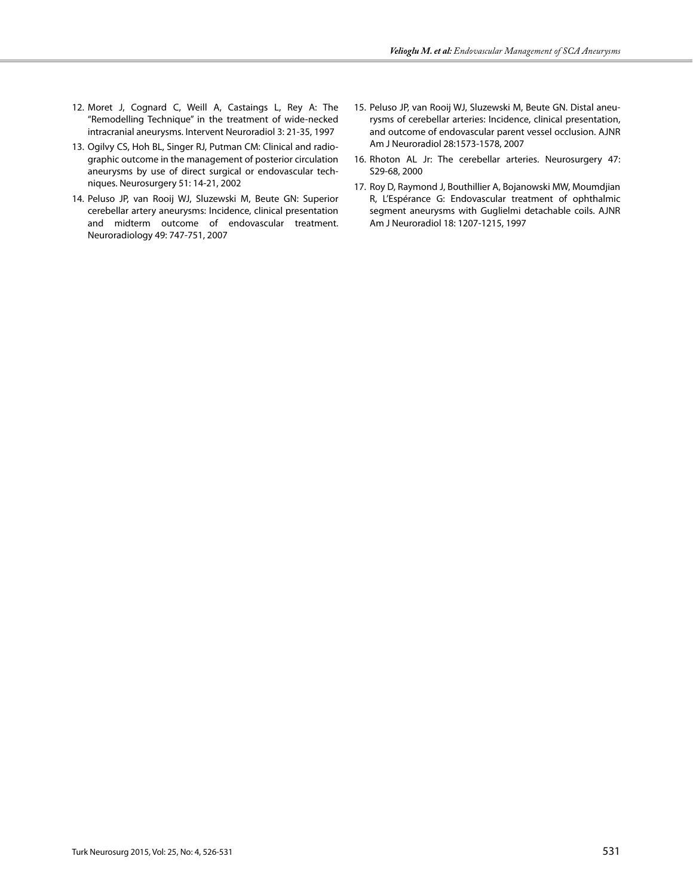12. Moret J, Cognard C, Weill A, Castaings L, Rey A: The "Remodelling Technique" in the treatment of wide-necked intracranial aneurysms. Intervent Neuroradiol 3: 21-35, 1997

13. Ogilvy CS, Hoh BL, Singer RJ, Putman CM: Clinical and radiographic outcome in the management of posterior circulation aneurysms by use of direct surgical or endovascular techniques. Neurosurgery 51: 14-21, 2002

14. Peluso JP, van Rooij WJ, Sluzewski M, Beute GN: Superior cerebellar artery aneurysms: Incidence, clinical presentation and midterm outcome of endovascular treatment. Neuroradiology 49: 747-751, 2007

15. Peluso JP, van Rooij WJ, Sluzewski M, Beute GN. Distal aneurysms of cerebellar arteries: Incidence, clinical presentation, and outcome of endovascular parent vessel occlusion. AJNR Am J Neuroradiol 28:1573-1578, 2007

16. Rhoton AL Jr: The cerebellar arteries. Neurosurgery 47: S29-68, 2000

17. Roy D, Raymond J, Bouthillier A, Bojanowski MW, Moumdjian R, L'Espérance G: Endovascular treatment of ophthalmic segment aneurysms with Guglielmi detachable coils. AJNR Am J Neuroradiol 18: 1207-1215, 1997